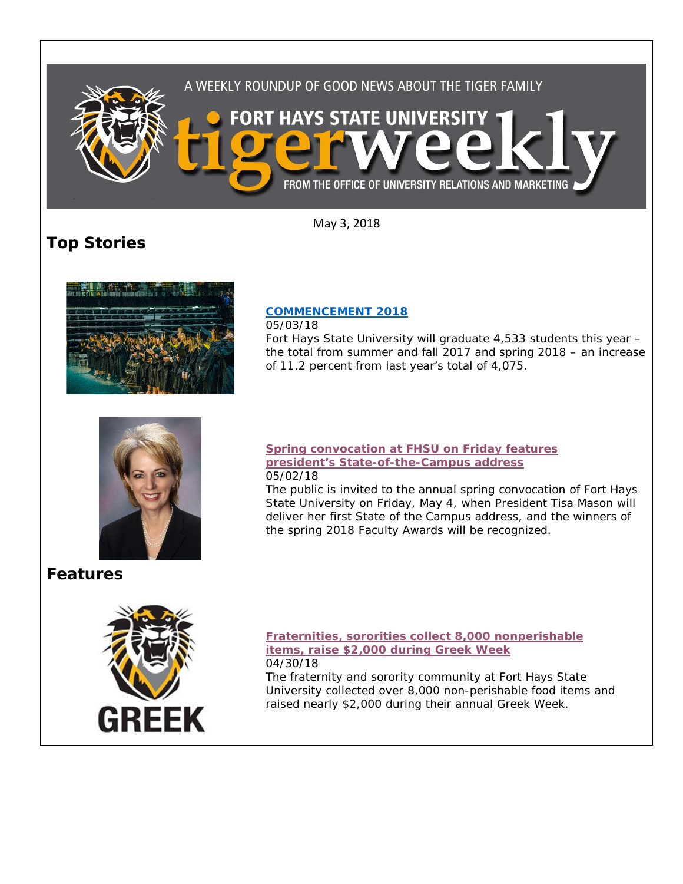A WEEKLY ROUNDUP OF GOOD NEWS ABOUT THE TIGER FAMILY

FORT HAYS STATE UNIVERSITY tigerweekly

FROM THE OFFICE OF UNIVERSITY RELATIONS AND MARKETING

May 3, 2018

## Top Stories

### COMMENCEMENT 2018

05/03/18

Fort Hays State University will graduate 4,533 students this year – the total from summer and fall 2017 and spring 2018 – an increase of 11.2 percent from last year's total of 4,075.

### Spring convocation at FHSU on Friday features president's State-of-the-Campus address

05/02/18

The public is invited to the annual spring convocation of Fort Hays State University on Friday, May 4, when President Tisa Mason will deliver her first State of the Campus address, and the winners of the spring 2018 Faculty Awards will be recognized.

## Features

### Fraternities, sororities collect 8,000 nonperishable items, raise $2,000 during Greek Week

04/30/18

The fraternity and sorority community at Fort Hays State University collected over 8,000 non-perishable food items and raised nearly $2,000 during their annual Greek Week.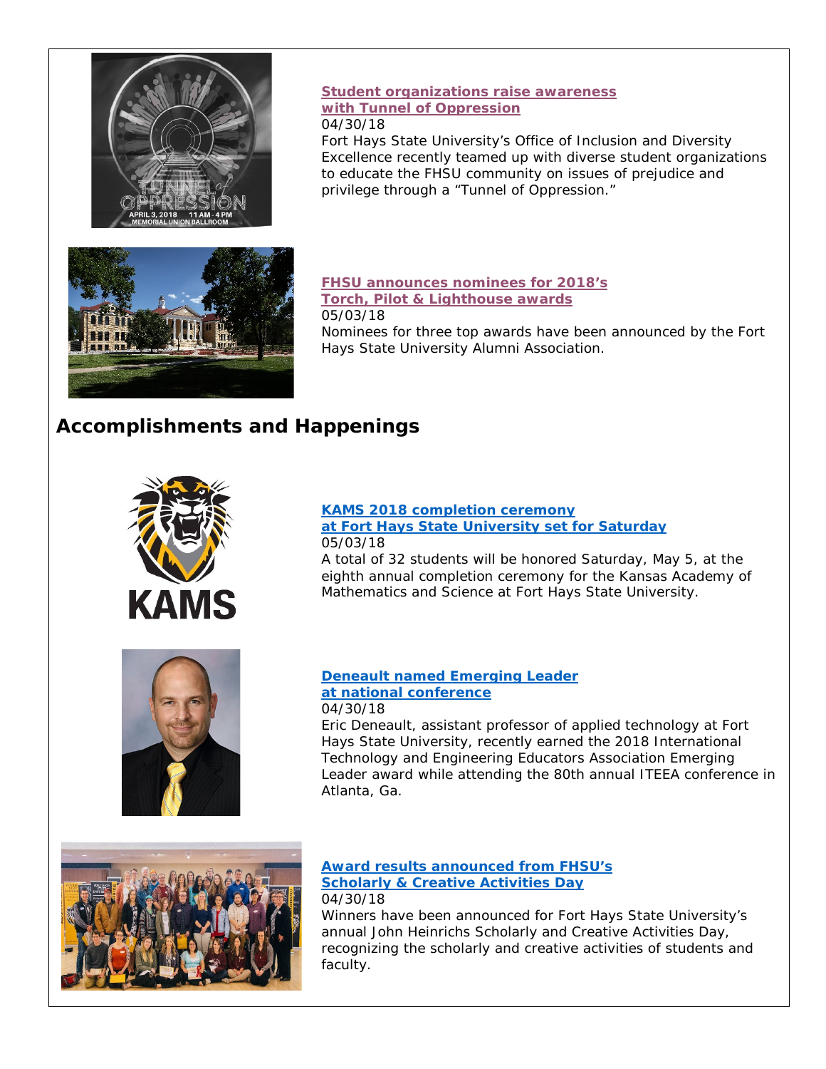**Student organizations raise awareness with Tunnel of Oppression**
04/30/18
Fort Hays State University's Office of Inclusion and Diversity Excellence recently teamed up with diverse student organizations to educate the FHSU community on issues of prejudice and privilege through a "Tunnel of Oppression."

**FHSU announces nominees for 2018's Torch, Pilot & Lighthouse awards**
05/03/18
Nominees for three top awards have been announced by the Fort Hays State University Alumni Association.

## Accomplishments and Happenings

**KAMS 2018 completion ceremony at Fort Hays State University set for Saturday**
05/03/18
A total of 32 students will be honored Saturday, May 5, at the eighth annual completion ceremony for the Kansas Academy of Mathematics and Science at Fort Hays State University.

**Deneault named Emerging Leader at national conference**
04/30/18
Eric Deneault, assistant professor of applied technology at Fort Hays State University, recently earned the 2018 International Technology and Engineering Educators Association Emerging Leader award while attending the 80th annual ITEEA conference in Atlanta, Ga.

**Award results announced from FHSU's Scholarly & Creative Activities Day**
04/30/18
Winners have been announced for Fort Hays State University's annual John Heinrichs Scholarly and Creative Activities Day, recognizing the scholarly and creative activities of students and faculty.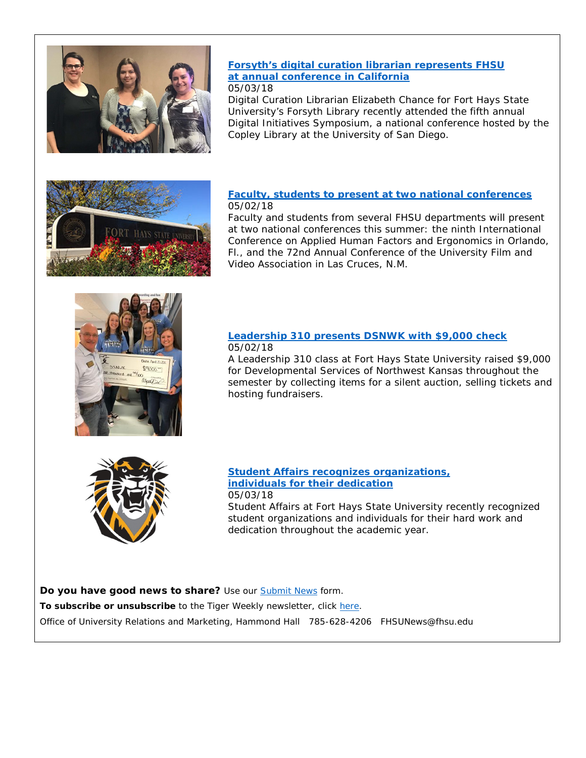**Forsyth's digital curation librarian represents FHSU at annual conference in California**

05/03/18

Digital Curation Librarian Elizabeth Chance for Fort Hays State University's Forsyth Library recently attended the fifth annual Digital Initiatives Symposium, a national conference hosted by the Copley Library at the University of San Diego.

**Faculty, students to present at two national conferences**

05/02/18

Faculty and students from several FHSU departments will present at two national conferences this summer: the ninth International Conference on Applied Human Factors and Ergonomics in Orlando, Fl., and the 72nd Annual Conference of the University Film and Video Association in Las Cruces, N.M.

**Leadership 310 presents DSNWK with $9,000 check**

05/02/18

A Leadership 310 class at Fort Hays State University raised $9,000 for Developmental Services of Northwest Kansas throughout the semester by collecting items for a silent auction, selling tickets and hosting fundraisers.

**Student Affairs recognizes organizations, individuals for their dedication**

05/03/18

Student Affairs at Fort Hays State University recently recognized student organizations and individuals for their hard work and dedication throughout the academic year.

**Do you have good news to share?** Use our Submit News form.

**To subscribe or unsubscribe** to the Tiger Weekly newsletter, click here.

Office of University Relations and Marketing, Hammond Hall   785-628-4206   FHSUNews@fhsu.edu